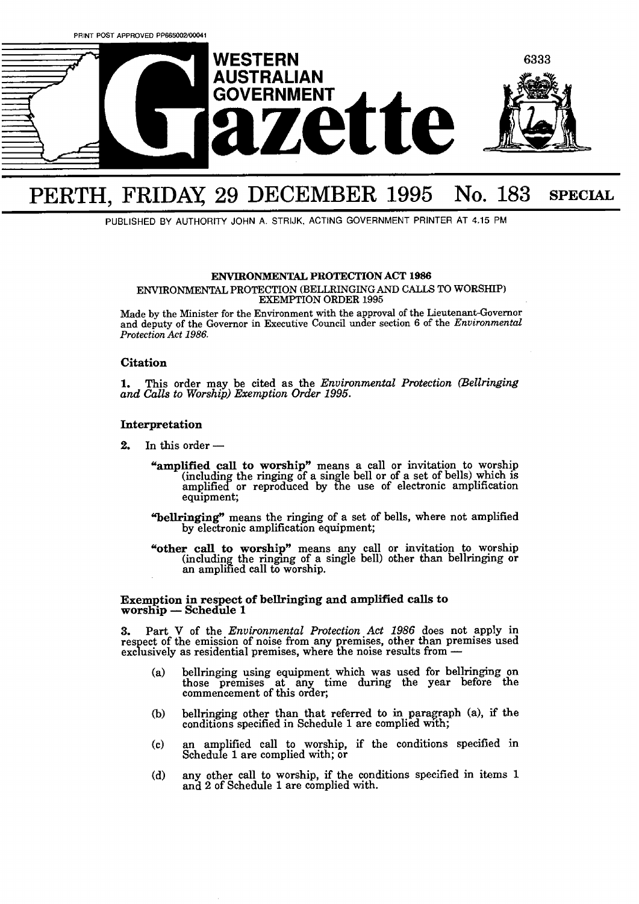PRINT POST APPROVED PP665002/00041

# WESTERN AUSTRALIAN GOVERNMENT Gazette

6333

## PERTH, FRIDAY, 29 DECEMBER 1995 No. 183 SPECIAL

PUBLISHED BY AUTHORITY JOHN A. STRIJK, ACTING GOVERNMENT PRINTER AT 4.15 PM

**ENVIRONMENTAL PROTECTION ACT 1986**

ENVIRONMENTAL PROTECTION (BELLRINGING AND CALLS TO WORSHIP) EXEMPTION ORDER 1995

Made by the Minister for the Environment with the approval of the Lieutenant-Governor and deputy of the Governor in Executive Council under section 6 of the *Environmental Protection Act 1986.*

### Citation

**1.** This order may be cited as the *Environmental Protection (Bellringing and Calls to Worship) Exemption Order 1995.*

### Interpretation

**2.** In this order —

**"amplified call to worship"** means a call or invitation to worship (including the ringing of a single bell or of a set of bells) which is amplified or reproduced by the use of electronic amplification equipment;

**"bellringing"** means the ringing of a set of bells, where not amplified by electronic amplification equipment;

**"other call to worship"** means any call or invitation to worship (including the ringing of a single bell) other than bellringing or an amplified call to worship.

### Exemption in respect of bellringing and amplified calls to worship — Schedule 1

**3.** Part V of the *Environmental Protection Act 1986* does not apply in respect of the emission of noise from any premises, other than premises used exclusively as residential premises, where the noise results from —

(a) bellringing using equipment which was used for bellringing on those premises at any time during the year before the commencement of this order;

(b) bellringing other than that referred to in paragraph (a), if the conditions specified in Schedule 1 are complied with;

(c) an amplified call to worship, if the conditions specified in Schedule 1 are complied with; or

(d) any other call to worship, if the conditions specified in items 1 and 2 of Schedule 1 are complied with.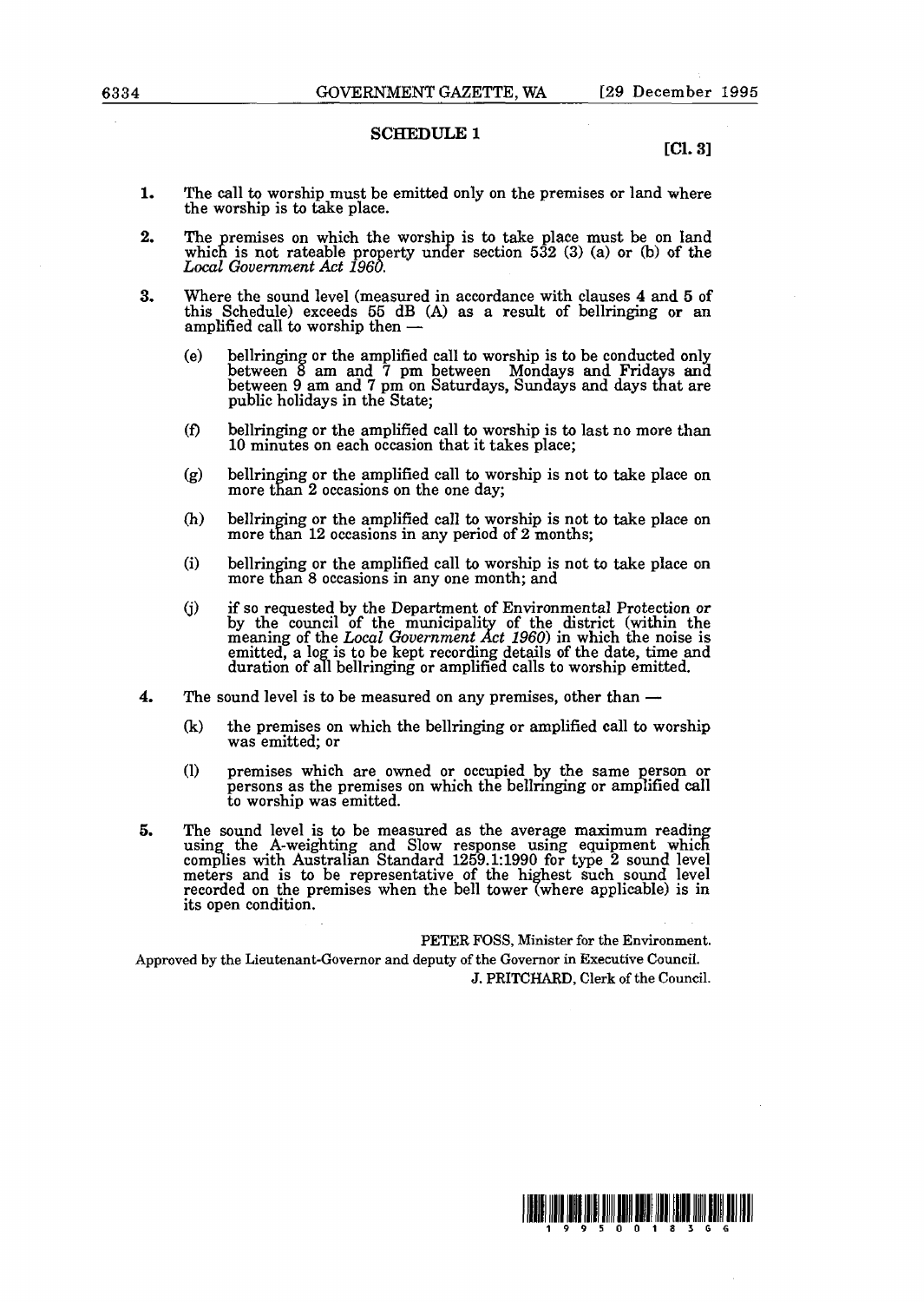## SCHEDULE 1

**[Cl. 3]**

1. The call to worship must be emitted only on the premises or land where the worship is to take place.

2. The premises on which the worship is to take place must be on land which is not rateable property under section 532 (3) (a) or (b) of the *Local Government Act 1960*.

3. Where the sound level (measured in accordance with clauses 4 and 5 of this Schedule) exceeds 55 dB (A) as a result of bellringing or an amplified call to worship then —

   (e) bellringing or the amplified call to worship is to be conducted only between 8 am and 7 pm between Mondays and Fridays and between 9 am and 7 pm on Saturdays, Sundays and days that are public holidays in the State;

   (f) bellringing or the amplified call to worship is to last no more than 10 minutes on each occasion that it takes place;

   (g) bellringing or the amplified call to worship is not to take place on more than 2 occasions on the one day;

   (h) bellringing or the amplified call to worship is not to take place on more than 12 occasions in any period of 2 months;

   (i) bellringing or the amplified call to worship is not to take place on more than 8 occasions in any one month; and

   (j) if so requested by the Department of Environmental Protection or by the council of the municipality of the district (within the meaning of the *Local Government Act 1960*) in which the noise is emitted, a log is to be kept recording details of the date, time and duration of all bellringing or amplified calls to worship emitted.

4. The sound level is to be measured on any premises, other than —

   (k) the premises on which the bellringing or amplified call to worship was emitted; or

   (l) premises which are owned or occupied by the same person or persons as the premises on which the bellringing or amplified call to worship was emitted.

5. The sound level is to be measured as the average maximum reading using the A-weighting and Slow response using equipment which complies with Australian Standard 1259.1:1990 for type 2 sound level meters and is to be representative of the highest such sound level recorded on the premises when the bell tower (where applicable) is in its open condition.

PETER FOSS, Minister for the Environment.

Approved by the Lieutenant-Governor and deputy of the Governor in Executive Council.

J. PRITCHARD, Clerk of the Council.